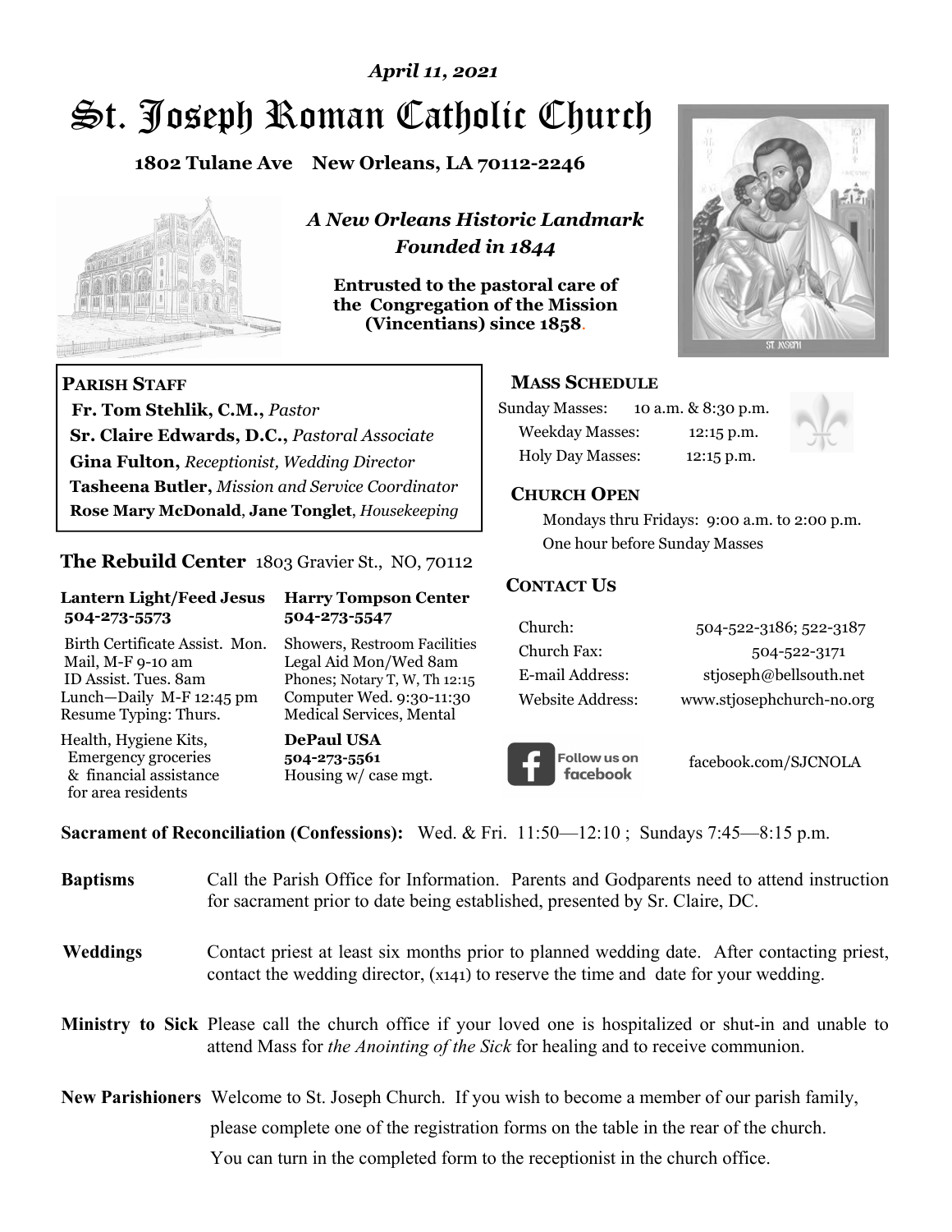*April 11, 2021*

# St. Joseph Roman Catholic Church

**1802 Tulane Ave New Orleans, LA 70112-2246**

***A New Orleans Historic Landmark***
***Founded in 1844***

**Entrusted to the pastoral care of the Congregation of the Mission (Vincentians) since 1858.**

**PARISH STAFF**

**Fr. Tom Stehlik, C.M.,** *Pastor*
**Sr. Claire Edwards, D.C.,** *Pastoral Associate*
**Gina Fulton,** *Receptionist, Wedding Director*
**Tasheena Butler,** *Mission and Service Coordinator*
**Rose Mary McDonald**, **Jane Tonglet**, *Housekeeping*

**The Rebuild Center** 1803 Gravier St., NO, 70112

| **Lantern Light/Feed Jesus 504-273-5573** | **Harry Tompson Center 504-273-5547** |
|---|---|
| Birth Certificate Assist. Mon. Mail, M-F 9-10 am ID Assist. Tues. 8am Lunch—Daily M-F 12:45 pm Resume Typing: Thurs. | Showers, Restroom Facilities Legal Aid Mon/Wed 8am Phones; Notary T, W, Th 12:15 Computer Wed. 9:30-11:30 Medical Services, Mental |
| Health, Hygiene Kits, Emergency groceries & financial assistance for area residents | **DePaul USA 504-273-5561** Housing w/ case mgt. |

**MASS SCHEDULE**

| | |
|---|---|
| Sunday Masses: | 10 a.m. & 8:30 p.m. |
| Weekday Masses: | 12:15 p.m. |
| Holy Day Masses: | 12:15 p.m. |

**CHURCH OPEN**

Mondays thru Fridays: 9:00 a.m. to 2:00 p.m.
One hour before Sunday Masses

**CONTACT US**

| | |
|---|---|
| Church: | 504-522-3186; 522-3187 |
| Church Fax: | 504-522-3171 |
| E-mail Address: | stjoseph@bellsouth.net |
| Website Address: | www.stjosephchurch-no.org |

Follow us on facebook — facebook.com/SJCNOLA

**Sacrament of Reconciliation (Confessions):** Wed. & Fri. 11:50—12:10 ; Sundays 7:45—8:15 p.m.

**Baptisms** Call the Parish Office for Information. Parents and Godparents need to attend instruction for sacrament prior to date being established, presented by Sr. Claire, DC.

**Weddings** Contact priest at least six months prior to planned wedding date. After contacting priest, contact the wedding director, (x141) to reserve the time and date for your wedding.

**Ministry to Sick** Please call the church office if your loved one is hospitalized or shut-in and unable to attend Mass for *the Anointing of the Sick* for healing and to receive communion.

**New Parishioners** Welcome to St. Joseph Church. If you wish to become a member of our parish family, please complete one of the registration forms on the table in the rear of the church. You can turn in the completed form to the receptionist in the church office.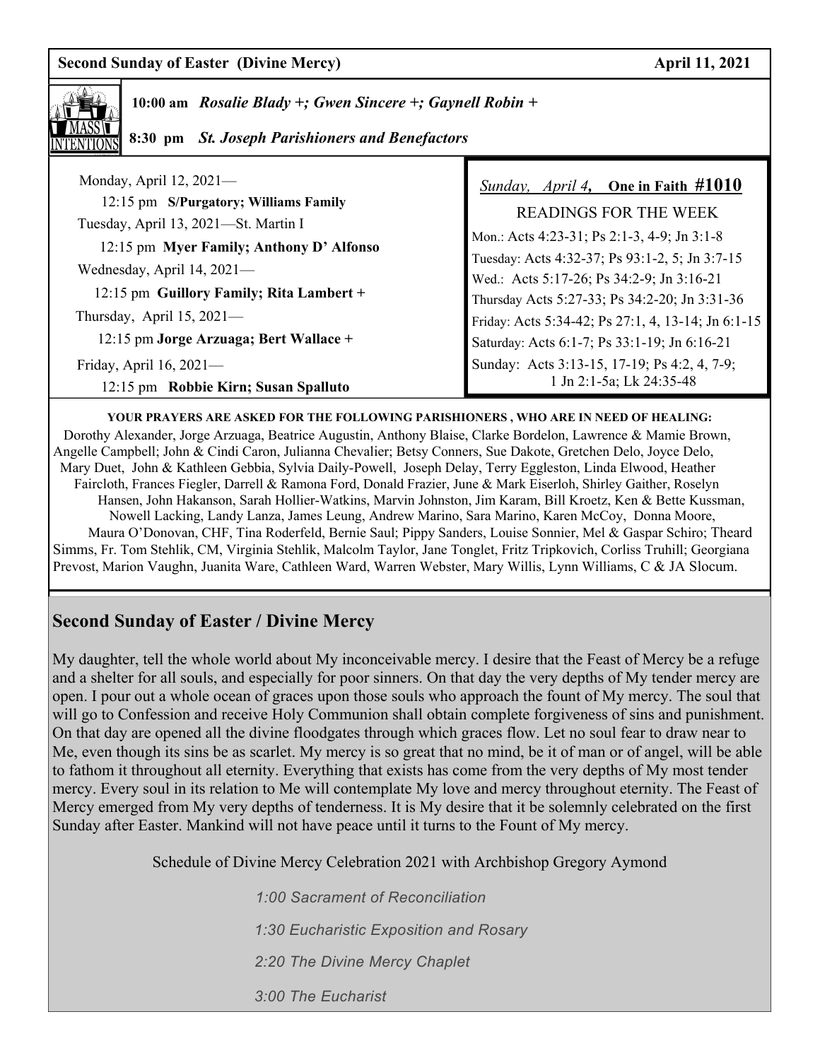**Second Sunday of Easter (Divine Mercy)** **April 11, 2021**

MASS INTENTIONS

**10:00 am** ***Rosalie Blady +; Gwen Sincere +; Gaynell Robin +***

**8:30 pm** ***St. Joseph Parishioners and Benefactors***

Monday, April 12, 2021—

12:15 pm **S/Purgatory; Williams Family**

Tuesday, April 13, 2021—St. Martin I

12:15 pm **Myer Family; Anthony D' Alfonso**

Wednesday, April 14, 2021—

12:15 pm **Guillory Family; Rita Lambert +**

Thursday, April 15, 2021—

12:15 pm **Jorge Arzuaga; Bert Wallace +**

Friday, April 16, 2021—

12:15 pm **Robbie Kirn; Susan Spalluto**

*Sunday, April 4,* **One in Faith #1010**

READINGS FOR THE WEEK

Mon.: Acts 4:23-31; Ps 2:1-3, 4-9; Jn 3:1-8

Tuesday: Acts 4:32-37; Ps 93:1-2, 5; Jn 3:7-15

Wed.: Acts 5:17-26; Ps 34:2-9; Jn 3:16-21

Thursday Acts 5:27-33; Ps 34:2-20; Jn 3:31-36

Friday: Acts 5:34-42; Ps 27:1, 4, 13-14; Jn 6:1-15

Saturday: Acts 6:1-7; Ps 33:1-19; Jn 6:16-21

Sunday: Acts 3:13-15, 17-19; Ps 4:2, 4, 7-9; 1 Jn 2:1-5a; Lk 24:35-48

**YOUR PRAYERS ARE ASKED FOR THE FOLLOWING PARISHIONERS , WHO ARE IN NEED OF HEALING:**

Dorothy Alexander, Jorge Arzuaga, Beatrice Augustin, Anthony Blaise, Clarke Bordelon, Lawrence & Mamie Brown, Angelle Campbell; John & Cindi Caron, Julianna Chevalier; Betsy Conners, Sue Dakote, Gretchen Delo, Joyce Delo, Mary Duet, John & Kathleen Gebbia, Sylvia Daily-Powell, Joseph Delay, Terry Eggleston, Linda Elwood, Heather Faircloth, Frances Fiegler, Darrell & Ramona Ford, Donald Frazier, June & Mark Eiserloh, Shirley Gaither, Roselyn Hansen, John Hakanson, Sarah Hollier-Watkins, Marvin Johnston, Jim Karam, Bill Kroetz, Ken & Bette Kussman, Nowell Lacking, Landy Lanza, James Leung, Andrew Marino, Sara Marino, Karen McCoy, Donna Moore, Maura O'Donovan, CHF, Tina Roderfeld, Bernie Saul; Pippy Sanders, Louise Sonnier, Mel & Gaspar Schiro; Theard Simms, Fr. Tom Stehlik, CM, Virginia Stehlik, Malcolm Taylor, Jane Tonglet, Fritz Tripkovich, Corliss Truhill; Georgiana Prevost, Marion Vaughn, Juanita Ware, Cathleen Ward, Warren Webster, Mary Willis, Lynn Williams, C & JA Slocum.

## Second Sunday of Easter / Divine Mercy

My daughter, tell the whole world about My inconceivable mercy. I desire that the Feast of Mercy be a refuge and a shelter for all souls, and especially for poor sinners. On that day the very depths of My tender mercy are open. I pour out a whole ocean of graces upon those souls who approach the fount of My mercy. The soul that will go to Confession and receive Holy Communion shall obtain complete forgiveness of sins and punishment. On that day are opened all the divine floodgates through which graces flow. Let no soul fear to draw near to Me, even though its sins be as scarlet. My mercy is so great that no mind, be it of man or of angel, will be able to fathom it throughout all eternity. Everything that exists has come from the very depths of My most tender mercy. Every soul in its relation to Me will contemplate My love and mercy throughout eternity. The Feast of Mercy emerged from My very depths of tenderness. It is My desire that it be solemnly celebrated on the first Sunday after Easter. Mankind will not have peace until it turns to the Fount of My mercy.

Schedule of Divine Mercy Celebration 2021 with Archbishop Gregory Aymond

*1:00 Sacrament of Reconciliation*

*1:30 Eucharistic Exposition and Rosary*

*2:20 The Divine Mercy Chaplet*

*3:00 The Eucharist*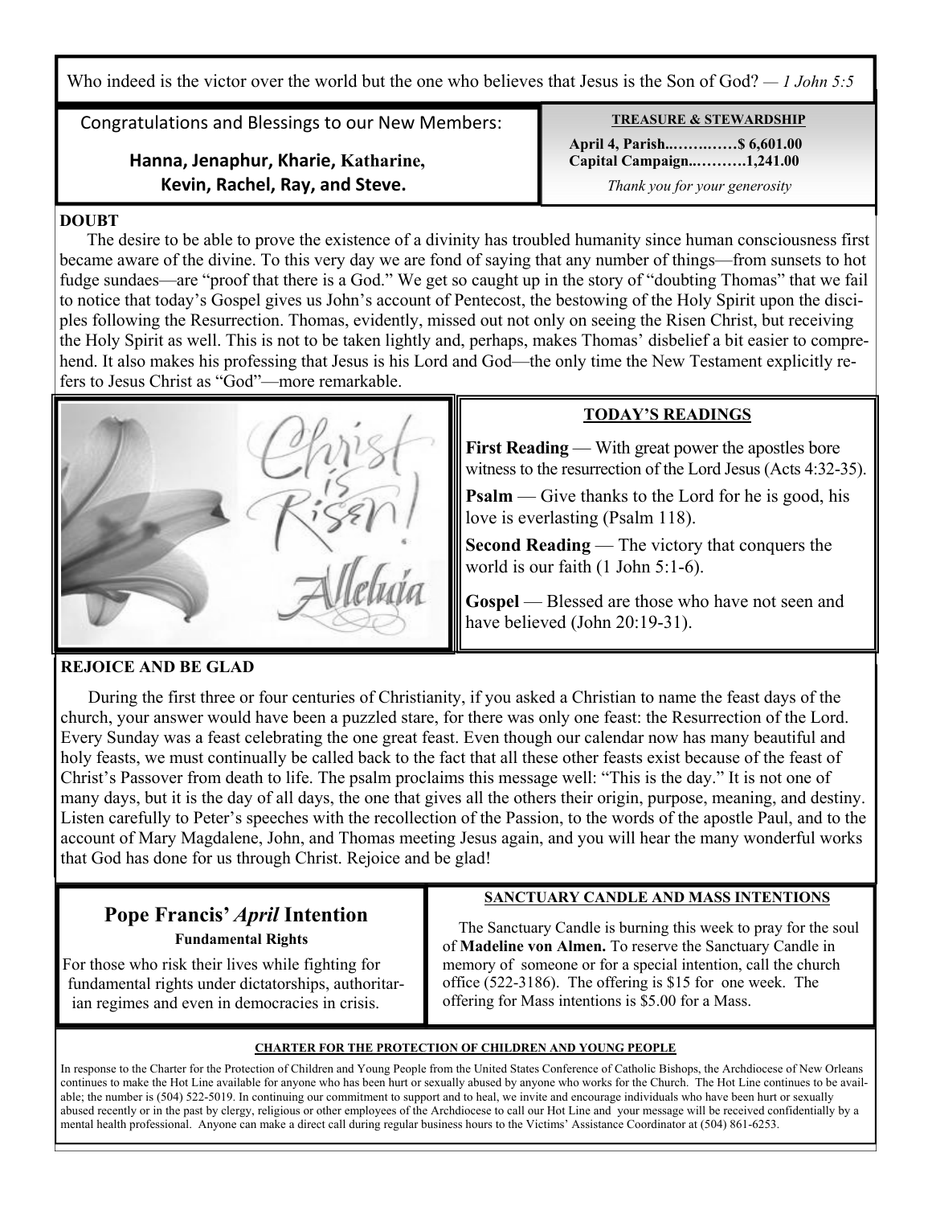Who indeed is the victor over the world but the one who believes that Jesus is the Son of God? — *1 John 5:5*

Congratulations and Blessings to our New Members:

**Hanna, Jenaphur, Kharie, Katharine, Kevin, Rachel, Ray, and Steve.**

**TREASURE & STEWARDSHIP**

**April 4, Parish..………….$ 6,601.00**
**Capital Campaign..……….1,241.00**

*Thank you for your generosity*

**DOUBT**

The desire to be able to prove the existence of a divinity has troubled humanity since human consciousness first became aware of the divine. To this very day we are fond of saying that any number of things—from sunsets to hot fudge sundaes—are "proof that there is a God." We get so caught up in the story of "doubting Thomas" that we fail to notice that today's Gospel gives us John's account of Pentecost, the bestowing of the Holy Spirit upon the disciples following the Resurrection. Thomas, evidently, missed out not only on seeing the Risen Christ, but receiving the Holy Spirit as well. This is not to be taken lightly and, perhaps, makes Thomas' disbelief a bit easier to comprehend. It also makes his professing that Jesus is his Lord and God—the only time the New Testament explicitly refers to Jesus Christ as "God"—more remarkable.

**TODAY'S READINGS**

**First Reading** — With great power the apostles bore witness to the resurrection of the Lord Jesus (Acts 4:32-35).

**Psalm** — Give thanks to the Lord for he is good, his love is everlasting (Psalm 118).

**Second Reading** — The victory that conquers the world is our faith (1 John 5:1-6).

**Gospel** — Blessed are those who have not seen and have believed (John 20:19-31).

**REJOICE AND BE GLAD**

During the first three or four centuries of Christianity, if you asked a Christian to name the feast days of the church, your answer would have been a puzzled stare, for there was only one feast: the Resurrection of the Lord. Every Sunday was a feast celebrating the one great feast. Even though our calendar now has many beautiful and holy feasts, we must continually be called back to the fact that all these other feasts exist because of the feast of Christ's Passover from death to life. The psalm proclaims this message well: "This is the day." It is not one of many days, but it is the day of all days, the one that gives all the others their origin, purpose, meaning, and destiny. Listen carefully to Peter's speeches with the recollection of the Passion, to the words of the apostle Paul, and to the account of Mary Magdalene, John, and Thomas meeting Jesus again, and you will hear the many wonderful works that God has done for us through Christ. Rejoice and be glad!

## Pope Francis' *April* Intention

**Fundamental Rights**

For those who risk their lives while fighting for fundamental rights under dictatorships, authoritarian regimes and even in democracies in crisis.

**SANCTUARY CANDLE AND MASS INTENTIONS**

The Sanctuary Candle is burning this week to pray for the soul of **Madeline von Almen.** To reserve the Sanctuary Candle in memory of someone or for a special intention, call the church office (522-3186). The offering is $15 for one week. The offering for Mass intentions is $5.00 for a Mass.

**CHARTER FOR THE PROTECTION OF CHILDREN AND YOUNG PEOPLE**

In response to the Charter for the Protection of Children and Young People from the United States Conference of Catholic Bishops, the Archdiocese of New Orleans continues to make the Hot Line available for anyone who has been hurt or sexually abused by anyone who works for the Church. The Hot Line continues to be available; the number is (504) 522-5019. In continuing our commitment to support and to heal, we invite and encourage individuals who have been hurt or sexually abused recently or in the past by clergy, religious or other employees of the Archdiocese to call our Hot Line and your message will be received confidentially by a mental health professional. Anyone can make a direct call during regular business hours to the Victims' Assistance Coordinator at (504) 861-6253.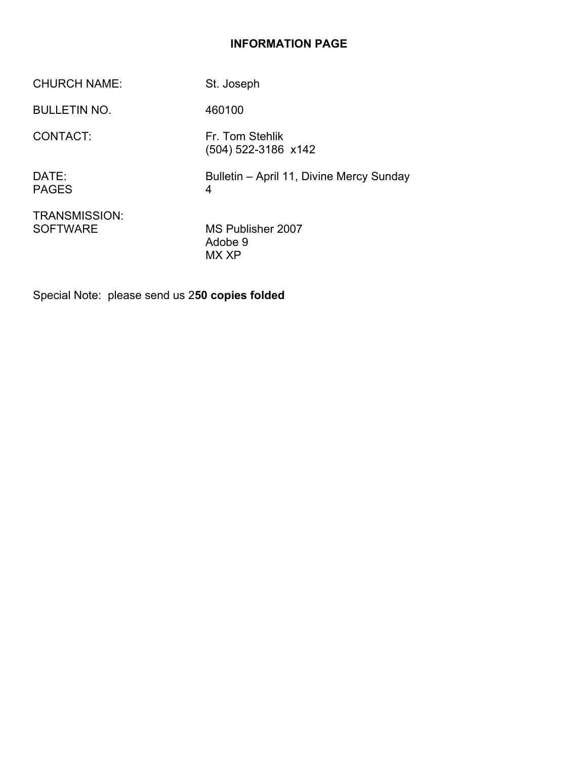# INFORMATION PAGE

| | |
|---|---|
| CHURCH NAME: | St. Joseph |
| BULLETIN NO. | 460100 |
| CONTACT: | Fr. Tom Stehlik<br>(504) 522-3186 x142 |
| DATE:<br>PAGES | Bulletin – April 11, Divine Mercy Sunday<br>4 |
| TRANSMISSION:<br>SOFTWARE | MS Publisher 2007<br>Adobe 9<br>MX XP |

Special Note: please send us 2**50 copies folded**